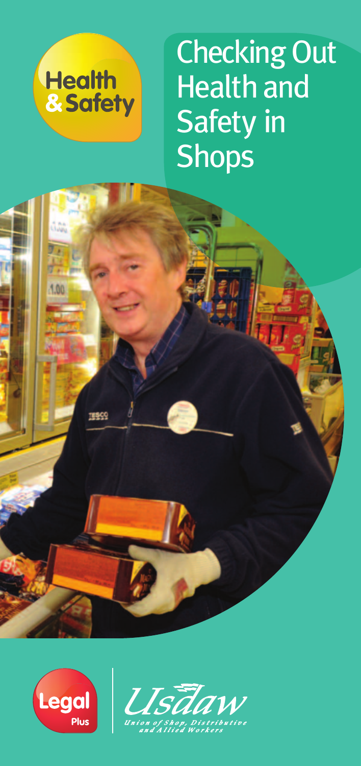Health & Safety

# Checking Out Health and Safety in Shops

Legal Plus

Usdaw

Union of Shop, Distributive and Allied Workers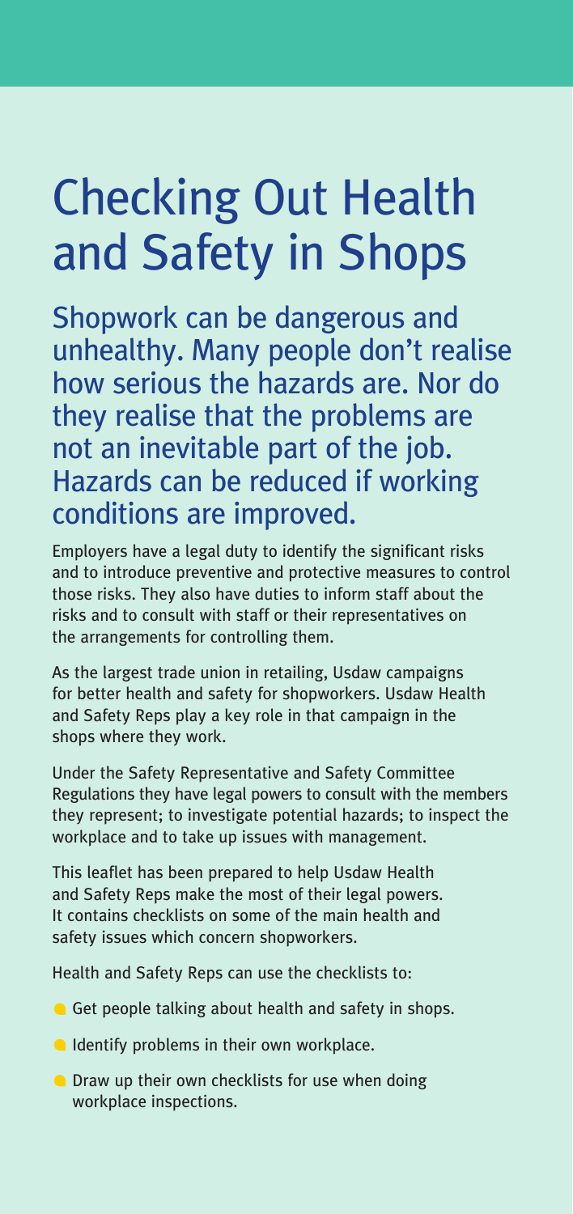# Checking Out Health and Safety in Shops

## Shopwork can be dangerous and unhealthy. Many people don't realise how serious the hazards are. Nor do they realise that the problems are not an inevitable part of the job. Hazards can be reduced if working conditions are improved.

Employers have a legal duty to identify the significant risks and to introduce preventive and protective measures to control those risks. They also have duties to inform staff about the risks and to consult with staff or their representatives on the arrangements for controlling them.

As the largest trade union in retailing, Usdaw campaigns for better health and safety for shopworkers. Usdaw Health and Safety Reps play a key role in that campaign in the shops where they work.

Under the Safety Representative and Safety Committee Regulations they have legal powers to consult with the members they represent; to investigate potential hazards; to inspect the workplace and to take up issues with management.

This leaflet has been prepared to help Usdaw Health and Safety Reps make the most of their legal powers. It contains checklists on some of the main health and safety issues which concern shopworkers.

Health and Safety Reps can use the checklists to:

- Get people talking about health and safety in shops.
- Identify problems in their own workplace.
- Draw up their own checklists for use when doing workplace inspections.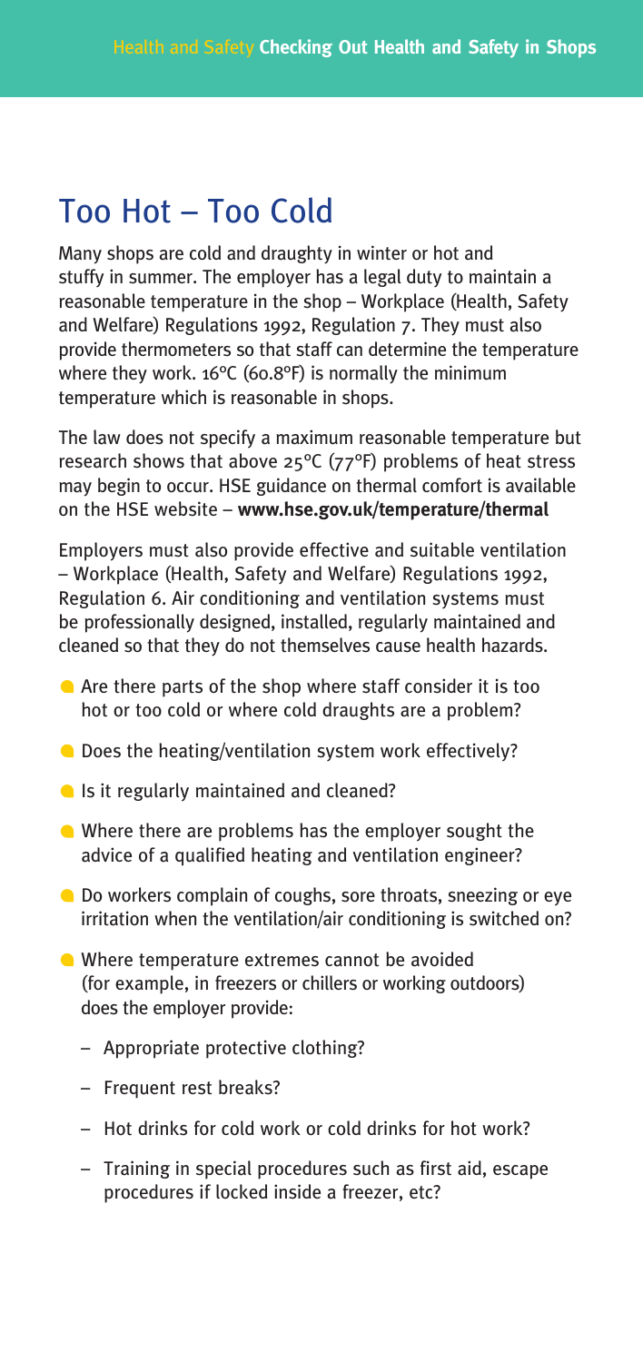## Too Hot – Too Cold

Many shops are cold and draughty in winter or hot and stuffy in summer. The employer has a legal duty to maintain a reasonable temperature in the shop – Workplace (Health, Safety and Welfare) Regulations 1992, Regulation 7. They must also provide thermometers so that staff can determine the temperature where they work. 16°C (60.8°F) is normally the minimum temperature which is reasonable in shops.

The law does not specify a maximum reasonable temperature but research shows that above 25°C (77°F) problems of heat stress may begin to occur. HSE guidance on thermal comfort is available on the HSE website – **www.hse.gov.uk/temperature/thermal**

Employers must also provide effective and suitable ventilation – Workplace (Health, Safety and Welfare) Regulations 1992, Regulation 6. Air conditioning and ventilation systems must be professionally designed, installed, regularly maintained and cleaned so that they do not themselves cause health hazards.

- Are there parts of the shop where staff consider it is too hot or too cold or where cold draughts are a problem?
- Does the heating/ventilation system work effectively?
- Is it regularly maintained and cleaned?
- Where there are problems has the employer sought the advice of a qualified heating and ventilation engineer?
- Do workers complain of coughs, sore throats, sneezing or eye irritation when the ventilation/air conditioning is switched on?
- Where temperature extremes cannot be avoided (for example, in freezers or chillers or working outdoors) does the employer provide:
  - Appropriate protective clothing?
  - Frequent rest breaks?
  - Hot drinks for cold work or cold drinks for hot work?
  - Training in special procedures such as first aid, escape procedures if locked inside a freezer, etc?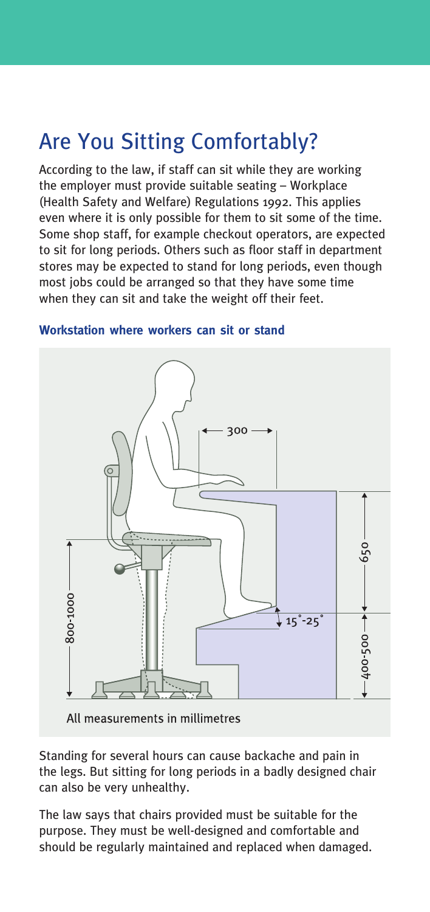# Are You Sitting Comfortably?

According to the law, if staff can sit while they are working the employer must provide suitable seating – Workplace (Health Safety and Welfare) Regulations 1992. This applies even where it is only possible for them to sit some of the time. Some shop staff, for example checkout operators, are expected to sit for long periods. Others such as floor staff in department stores may be expected to stand for long periods, even though most jobs could be arranged so that they have some time when they can sit and take the weight off their feet.

**Workstation where workers can sit or stand**

All measurements in millimetres

Standing for several hours can cause backache and pain in the legs. But sitting for long periods in a badly designed chair can also be very unhealthy.

The law says that chairs provided must be suitable for the purpose. They must be well-designed and comfortable and should be regularly maintained and replaced when damaged.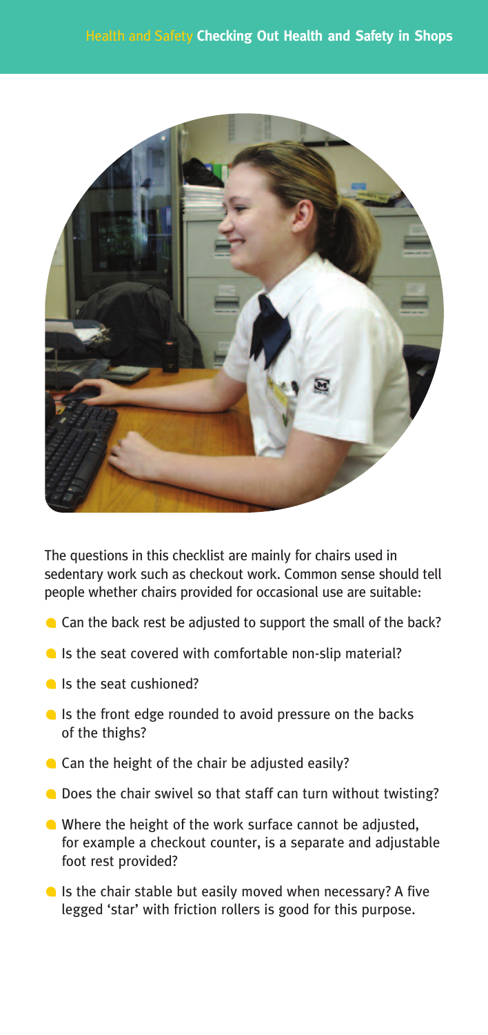The questions in this checklist are mainly for chairs used in sedentary work such as checkout work. Common sense should tell people whether chairs provided for occasional use are suitable:

- Can the back rest be adjusted to support the small of the back?
- Is the seat covered with comfortable non-slip material?
- Is the seat cushioned?
- Is the front edge rounded to avoid pressure on the backs of the thighs?
- Can the height of the chair be adjusted easily?
- Does the chair swivel so that staff can turn without twisting?
- Where the height of the work surface cannot be adjusted, for example a checkout counter, is a separate and adjustable foot rest provided?
- Is the chair stable but easily moved when necessary? A five legged 'star' with friction rollers is good for this purpose.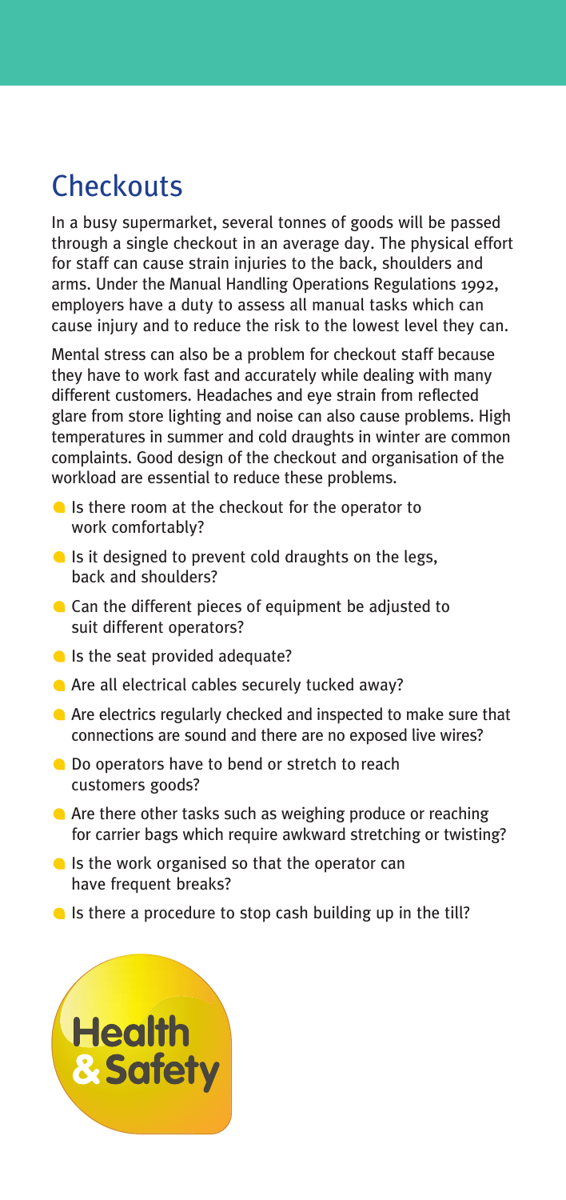## Checkouts

In a busy supermarket, several tonnes of goods will be passed through a single checkout in an average day. The physical effort for staff can cause strain injuries to the back, shoulders and arms. Under the Manual Handling Operations Regulations 1992, employers have a duty to assess all manual tasks which can cause injury and to reduce the risk to the lowest level they can.

Mental stress can also be a problem for checkout staff because they have to work fast and accurately while dealing with many different customers. Headaches and eye strain from reflected glare from store lighting and noise can also cause problems. High temperatures in summer and cold draughts in winter are common complaints. Good design of the checkout and organisation of the workload are essential to reduce these problems.

- Is there room at the checkout for the operator to work comfortably?
- Is it designed to prevent cold draughts on the legs, back and shoulders?
- Can the different pieces of equipment be adjusted to suit different operators?
- Is the seat provided adequate?
- Are all electrical cables securely tucked away?
- Are electrics regularly checked and inspected to make sure that connections are sound and there are no exposed live wires?
- Do operators have to bend or stretch to reach customers goods?
- Are there other tasks such as weighing produce or reaching for carrier bags which require awkward stretching or twisting?
- Is the work organised so that the operator can have frequent breaks?
- Is there a procedure to stop cash building up in the till?

Health & Safety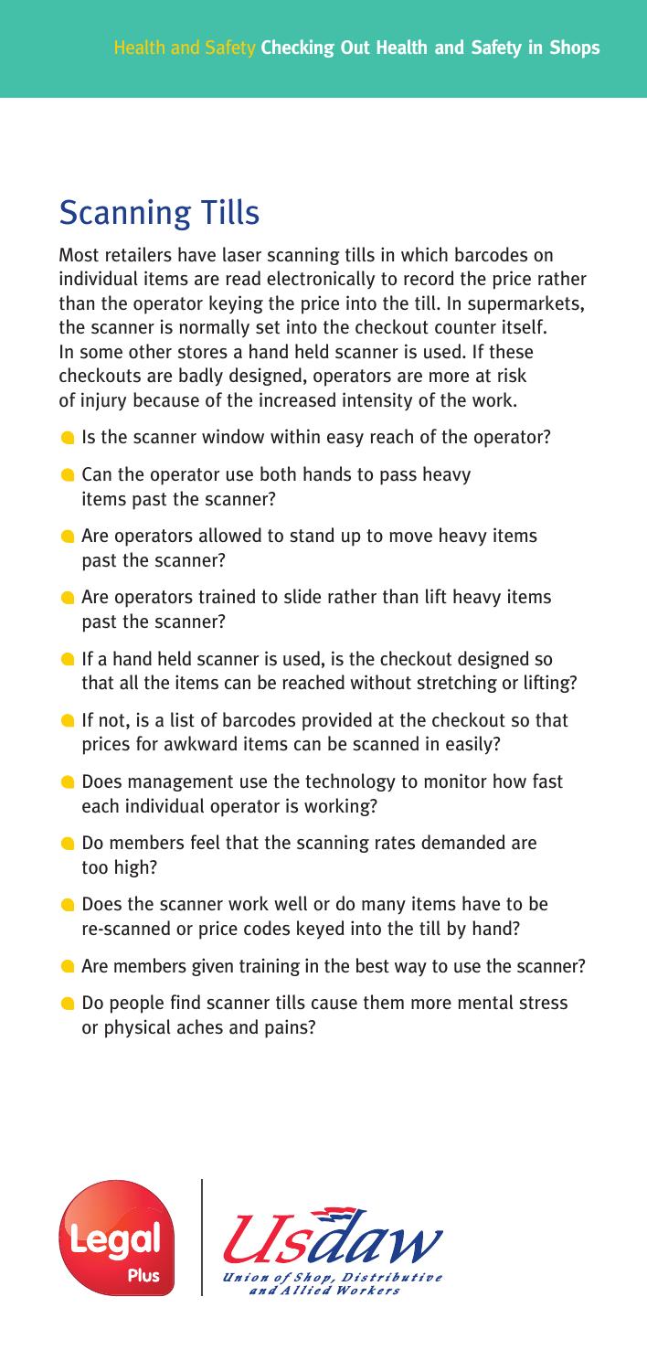## Scanning Tills

Most retailers have laser scanning tills in which barcodes on individual items are read electronically to record the price rather than the operator keying the price into the till. In supermarkets, the scanner is normally set into the checkout counter itself. In some other stores a hand held scanner is used. If these checkouts are badly designed, operators are more at risk of injury because of the increased intensity of the work.

- Is the scanner window within easy reach of the operator?
- Can the operator use both hands to pass heavy items past the scanner?
- Are operators allowed to stand up to move heavy items past the scanner?
- Are operators trained to slide rather than lift heavy items past the scanner?
- If a hand held scanner is used, is the checkout designed so that all the items can be reached without stretching or lifting?
- If not, is a list of barcodes provided at the checkout so that prices for awkward items can be scanned in easily?
- Does management use the technology to monitor how fast each individual operator is working?
- Do members feel that the scanning rates demanded are too high?
- Does the scanner work well or do many items have to be re-scanned or price codes keyed into the till by hand?
- Are members given training in the best way to use the scanner?
- Do people find scanner tills cause them more mental stress or physical aches and pains?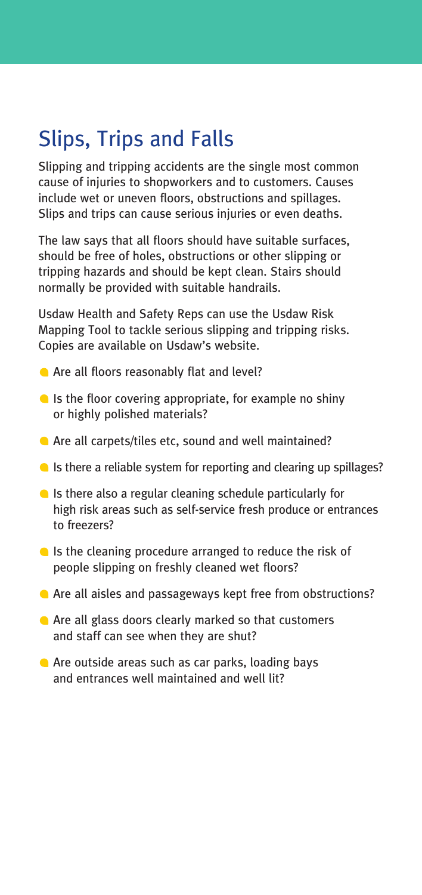## Slips, Trips and Falls

Slipping and tripping accidents are the single most common cause of injuries to shopworkers and to customers. Causes include wet or uneven floors, obstructions and spillages. Slips and trips can cause serious injuries or even deaths.

The law says that all floors should have suitable surfaces, should be free of holes, obstructions or other slipping or tripping hazards and should be kept clean. Stairs should normally be provided with suitable handrails.

Usdaw Health and Safety Reps can use the Usdaw Risk Mapping Tool to tackle serious slipping and tripping risks. Copies are available on Usdaw's website.

- Are all floors reasonably flat and level?
- Is the floor covering appropriate, for example no shiny or highly polished materials?
- Are all carpets/tiles etc, sound and well maintained?
- Is there a reliable system for reporting and clearing up spillages?
- Is there also a regular cleaning schedule particularly for high risk areas such as self-service fresh produce or entrances to freezers?
- Is the cleaning procedure arranged to reduce the risk of people slipping on freshly cleaned wet floors?
- Are all aisles and passageways kept free from obstructions?
- Are all glass doors clearly marked so that customers and staff can see when they are shut?
- Are outside areas such as car parks, loading bays and entrances well maintained and well lit?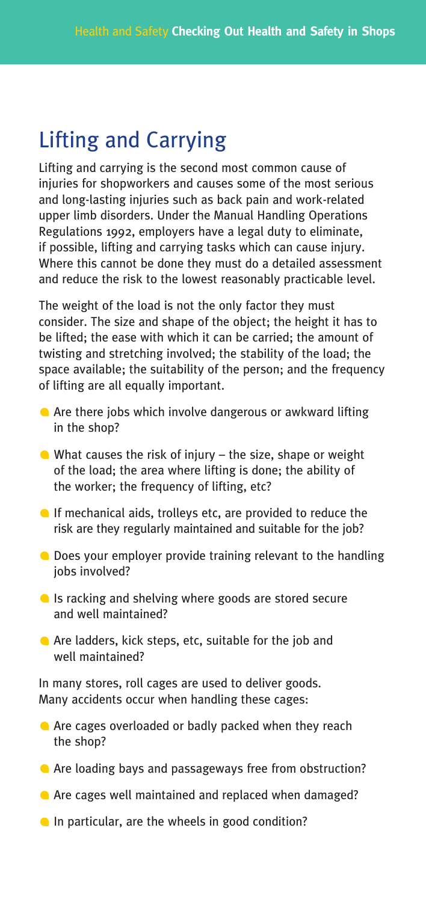## Lifting and Carrying

Lifting and carrying is the second most common cause of injuries for shopworkers and causes some of the most serious and long-lasting injuries such as back pain and work-related upper limb disorders. Under the Manual Handling Operations Regulations 1992, employers have a legal duty to eliminate, if possible, lifting and carrying tasks which can cause injury. Where this cannot be done they must do a detailed assessment and reduce the risk to the lowest reasonably practicable level.

The weight of the load is not the only factor they must consider. The size and shape of the object; the height it has to be lifted; the ease with which it can be carried; the amount of twisting and stretching involved; the stability of the load; the space available; the suitability of the person; and the frequency of lifting are all equally important.

- Are there jobs which involve dangerous or awkward lifting in the shop?
- What causes the risk of injury – the size, shape or weight of the load; the area where lifting is done; the ability of the worker; the frequency of lifting, etc?
- If mechanical aids, trolleys etc, are provided to reduce the risk are they regularly maintained and suitable for the job?
- Does your employer provide training relevant to the handling jobs involved?
- Is racking and shelving where goods are stored secure and well maintained?
- Are ladders, kick steps, etc, suitable for the job and well maintained?

In many stores, roll cages are used to deliver goods. Many accidents occur when handling these cages:

- Are cages overloaded or badly packed when they reach the shop?
- Are loading bays and passageways free from obstruction?
- Are cages well maintained and replaced when damaged?
- In particular, are the wheels in good condition?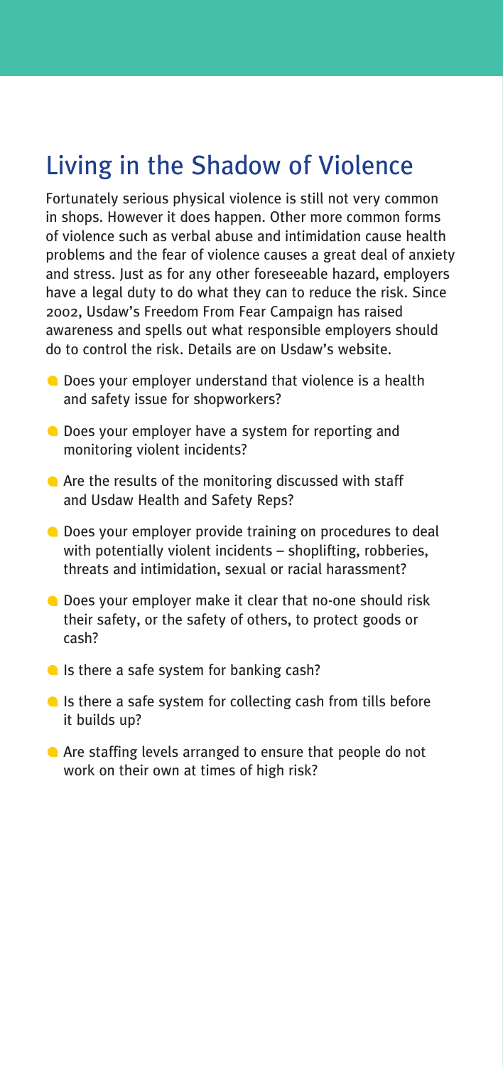## Living in the Shadow of Violence

Fortunately serious physical violence is still not very common in shops. However it does happen. Other more common forms of violence such as verbal abuse and intimidation cause health problems and the fear of violence causes a great deal of anxiety and stress. Just as for any other foreseeable hazard, employers have a legal duty to do what they can to reduce the risk. Since 2002, Usdaw's Freedom From Fear Campaign has raised awareness and spells out what responsible employers should do to control the risk. Details are on Usdaw's website.

- Does your employer understand that violence is a health and safety issue for shopworkers?
- Does your employer have a system for reporting and monitoring violent incidents?
- Are the results of the monitoring discussed with staff and Usdaw Health and Safety Reps?
- Does your employer provide training on procedures to deal with potentially violent incidents – shoplifting, robberies, threats and intimidation, sexual or racial harassment?
- Does your employer make it clear that no-one should risk their safety, or the safety of others, to protect goods or cash?
- Is there a safe system for banking cash?
- Is there a safe system for collecting cash from tills before it builds up?
- Are staffing levels arranged to ensure that people do not work on their own at times of high risk?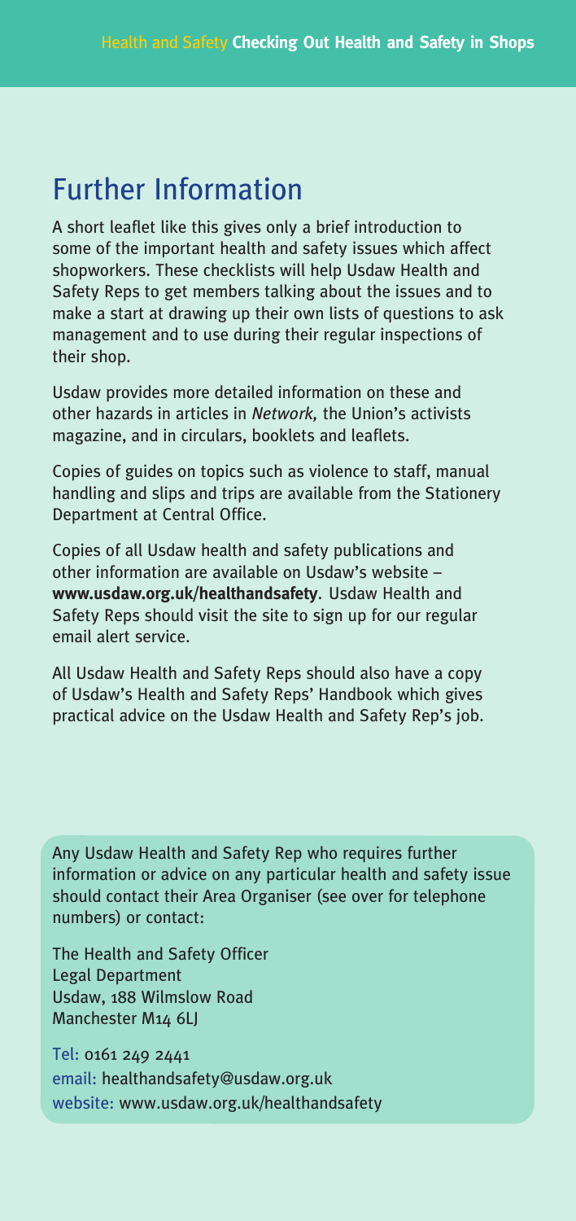## Further Information

A short leaflet like this gives only a brief introduction to some of the important health and safety issues which affect shopworkers. These checklists will help Usdaw Health and Safety Reps to get members talking about the issues and to make a start at drawing up their own lists of questions to ask management and to use during their regular inspections of their shop.

Usdaw provides more detailed information on these and other hazards in articles in *Network,* the Union's activists magazine, and in circulars, booklets and leaflets.

Copies of guides on topics such as violence to staff, manual handling and slips and trips are available from the Stationery Department at Central Office.

Copies of all Usdaw health and safety publications and other information are available on Usdaw's website – **www.usdaw.org.uk/healthandsafety**. Usdaw Health and Safety Reps should visit the site to sign up for our regular email alert service.

All Usdaw Health and Safety Reps should also have a copy of Usdaw's Health and Safety Reps' Handbook which gives practical advice on the Usdaw Health and Safety Rep's job.

Any Usdaw Health and Safety Rep who requires further information or advice on any particular health and safety issue should contact their Area Organiser (see over for telephone numbers) or contact:

The Health and Safety Officer
Legal Department
Usdaw, 188 Wilmslow Road
Manchester M14 6LJ

Tel: 0161 249 2441
email: healthandsafety@usdaw.org.uk
website: www.usdaw.org.uk/healthandsafety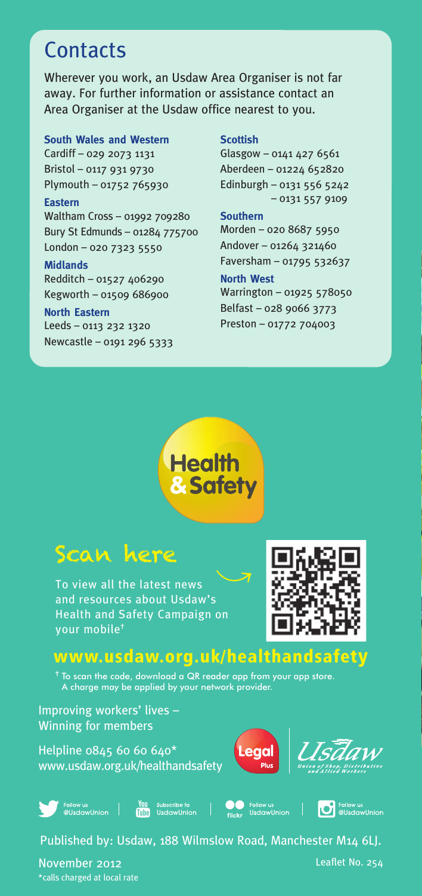## Contacts

Wherever you work, an Usdaw Area Organiser is not far away. For further information or assistance contact an Area Organiser at the Usdaw office nearest to you.

**South Wales and Western**
Cardiff – 029 2073 1131
Bristol – 0117 931 9730
Plymouth – 01752 765930

**Eastern**
Waltham Cross – 01992 709280
Bury St Edmunds – 01284 775700
London – 020 7323 5550

**Midlands**
Redditch – 01527 406290
Kegworth – 01509 686900

**North Eastern**
Leeds – 0113 232 1320
Newcastle – 0191 296 5333

**Scottish**
Glasgow – 0141 427 6561
Aberdeen – 01224 652820
Edinburgh – 0131 556 5242
– 0131 557 9109

**Southern**
Morden – 020 8687 5950
Andover – 01264 321460
Faversham – 01795 532637

**North West**
Warrington – 01925 578050
Belfast – 028 9066 3773
Preston – 01772 704003

Health & Safety

## Scan here

To view all the latest news and resources about Usdaw's Health and Safety Campaign on your mobile†

**www.usdaw.org.uk/healthandsafety**

† To scan the code, download a QR reader app from your app store. A charge may be applied by your network provider.

Improving workers' lives – Winning for members

Helpline 0845 60 60 640*
www.usdaw.org.uk/healthandsafety

Legal Plus

Usdaw – Union of Shop, Distributive and Allied Workers

Follow us @UsdawUnion | Subscribe to UsdawUnion | Follow us UsdawUnion | Follow us @UsdawUnion

Published by: Usdaw, 188 Wilmslow Road, Manchester M14 6LJ.

November 2012

Leaflet No. 254

*calls charged at local rate